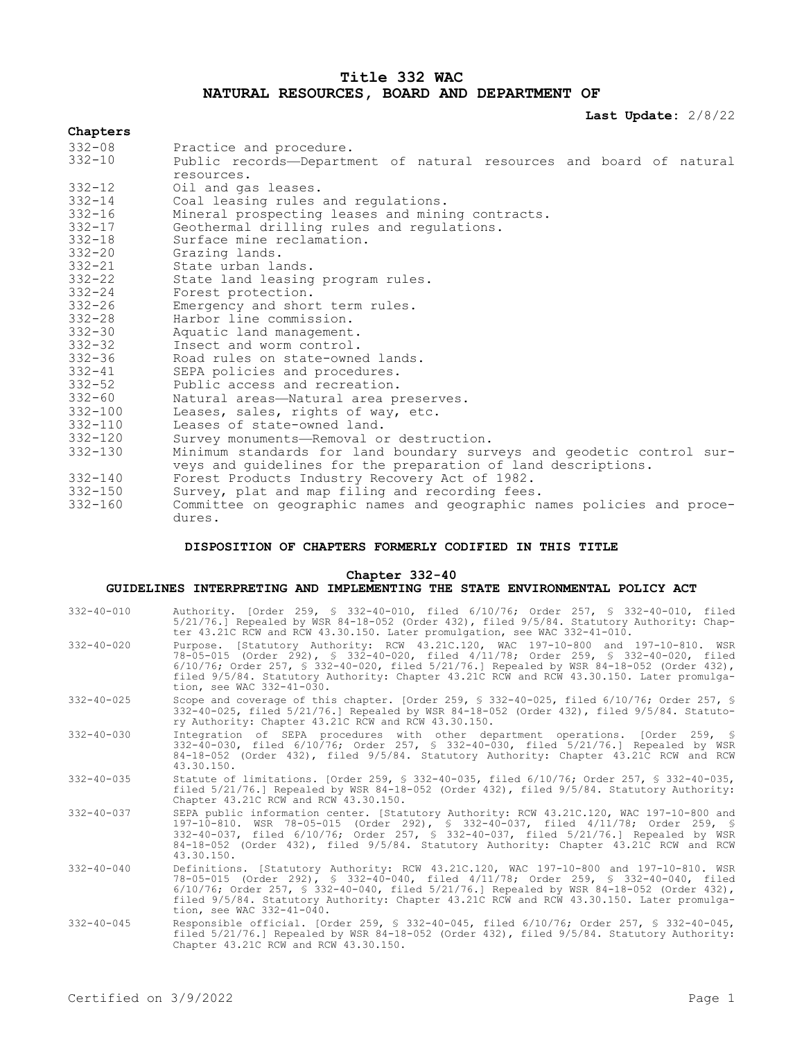# Title 332 WAC
# NATURAL RESOURCES, BOARD AND DEPARTMENT OF

**Last Update:** 2/8/22

**Chapters**

| | |
|---|---|
| 332-08 | Practice and procedure. |
| 332-10 | Public records—Department of natural resources and board of natural resources. |
| 332-12 | Oil and gas leases. |
| 332-14 | Coal leasing rules and regulations. |
| 332-16 | Mineral prospecting leases and mining contracts. |
| 332-17 | Geothermal drilling rules and regulations. |
| 332-18 | Surface mine reclamation. |
| 332-20 | Grazing lands. |
| 332-21 | State urban lands. |
| 332-22 | State land leasing program rules. |
| 332-24 | Forest protection. |
| 332-26 | Emergency and short term rules. |
| 332-28 | Harbor line commission. |
| 332-30 | Aquatic land management. |
| 332-32 | Insect and worm control. |
| 332-36 | Road rules on state-owned lands. |
| 332-41 | SEPA policies and procedures. |
| 332-52 | Public access and recreation. |
| 332-60 | Natural areas—Natural area preserves. |
| 332-100 | Leases, sales, rights of way, etc. |
| 332-110 | Leases of state-owned land. |
| 332-120 | Survey monuments—Removal or destruction. |
| 332-130 | Minimum standards for land boundary surveys and geodetic control surveys and guidelines for the preparation of land descriptions. |
| 332-140 | Forest Products Industry Recovery Act of 1982. |
| 332-150 | Survey, plat and map filing and recording fees. |
| 332-160 | Committee on geographic names and geographic names policies and procedures. |

## DISPOSITION OF CHAPTERS FORMERLY CODIFIED IN THIS TITLE

### Chapter 332-40
### GUIDELINES INTERPRETING AND IMPLEMENTING THE STATE ENVIRONMENTAL POLICY ACT

| | |
|---|---|
| 332-40-010 | Authority. [Order 259, § 332-40-010, filed 6/10/76; Order 257, § 332-40-010, filed 5/21/76.] Repealed by WSR 84-18-052 (Order 432), filed 9/5/84. Statutory Authority: Chapter 43.21C RCW and RCW 43.30.150. Later promulgation, see WAC 332-41-010. |
| 332-40-020 | Purpose. [Statutory Authority: RCW 43.21C.120, WAC 197-10-800 and 197-10-810. WSR 78-05-015 (Order 292), § 332-40-020, filed 4/11/78; Order 259, § 332-40-020, filed 6/10/76; Order 257, § 332-40-020, filed 5/21/76.] Repealed by WSR 84-18-052 (Order 432), filed 9/5/84. Statutory Authority: Chapter 43.21C RCW and RCW 43.30.150. Later promulgation, see WAC 332-41-030. |
| 332-40-025 | Scope and coverage of this chapter. [Order 259, § 332-40-025, filed 6/10/76; Order 257, § 332-40-025, filed 5/21/76.] Repealed by WSR 84-18-052 (Order 432), filed 9/5/84. Statutory Authority: Chapter 43.21C RCW and RCW 43.30.150. |
| 332-40-030 | Integration of SEPA procedures with other department operations. [Order 259, § 332-40-030, filed 6/10/76; Order 257, § 332-40-030, filed 5/21/76.] Repealed by WSR 84-18-052 (Order 432), filed 9/5/84. Statutory Authority: Chapter 43.21C RCW and RCW 43.30.150. |
| 332-40-035 | Statute of limitations. [Order 259, § 332-40-035, filed 6/10/76; Order 257, § 332-40-035, filed 5/21/76.] Repealed by WSR 84-18-052 (Order 432), filed 9/5/84. Statutory Authority: Chapter 43.21C RCW and RCW 43.30.150. |
| 332-40-037 | SEPA public information center. [Statutory Authority: RCW 43.21C.120, WAC 197-10-800 and 197-10-810. WSR 78-05-015 (Order 292), § 332-40-037, filed 4/11/78; Order 259, § 332-40-037, filed 6/10/76; Order 257, § 332-40-037, filed 5/21/76.] Repealed by WSR 84-18-052 (Order 432), filed 9/5/84. Statutory Authority: Chapter 43.21C RCW and RCW 43.30.150. |
| 332-40-040 | Definitions. [Statutory Authority: RCW 43.21C.120, WAC 197-10-800 and 197-10-810. WSR 78-05-015 (Order 292), § 332-40-040, filed 4/11/78; Order 259, § 332-40-040, filed 6/10/76; Order 257, § 332-40-040, filed 5/21/76.] Repealed by WSR 84-18-052 (Order 432), filed 9/5/84. Statutory Authority: Chapter 43.21C RCW and RCW 43.30.150. Later promulgation, see WAC 332-41-040. |
| 332-40-045 | Responsible official. [Order 259, § 332-40-045, filed 6/10/76; Order 257, § 332-40-045, filed 5/21/76.] Repealed by WSR 84-18-052 (Order 432), filed 9/5/84. Statutory Authority: Chapter 43.21C RCW and RCW 43.30.150. |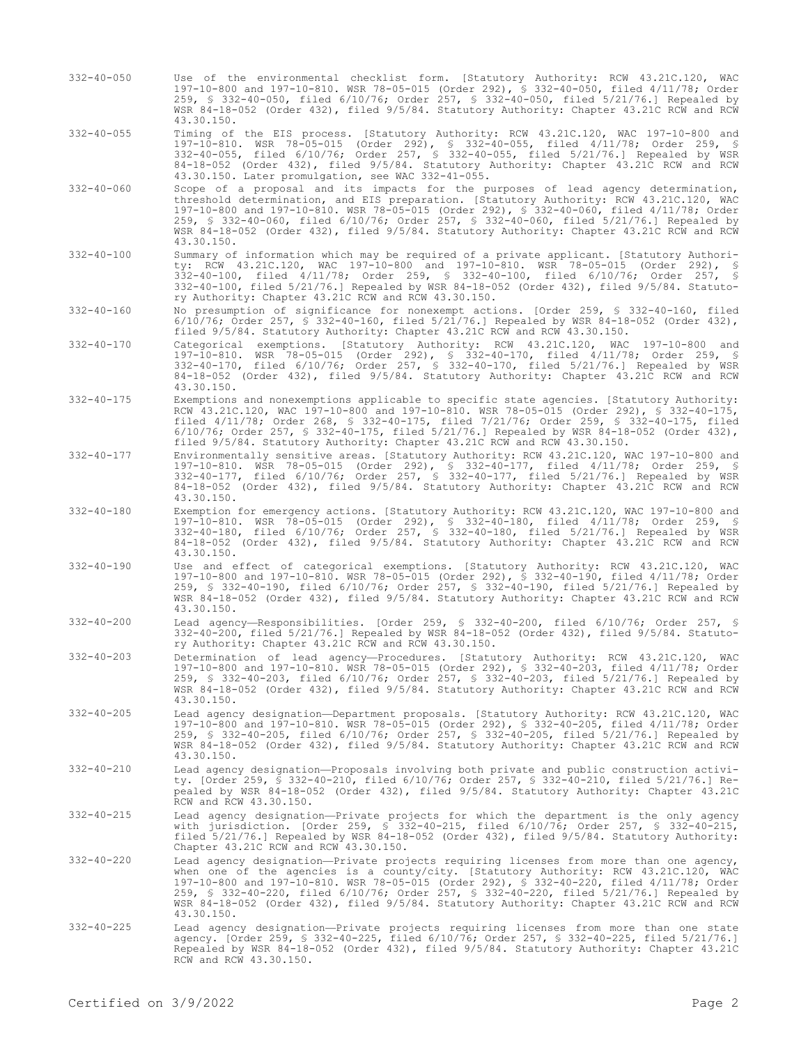332-40-050 Use of the environmental checklist form. [Statutory Authority: RCW 43.21C.120, WAC 197-10-800 and 197-10-810. WSR 78-05-015 (Order 292), § 332-40-050, filed 4/11/78; Order 259, § 332-40-050, filed 6/10/76; Order 257, § 332-40-050, filed 5/21/76.] Repealed by WSR 84-18-052 (Order 432), filed 9/5/84. Statutory Authority: Chapter 43.21C RCW and RCW 43.30.150.

332-40-055 Timing of the EIS process. [Statutory Authority: RCW 43.21C.120, WAC 197-10-800 and 197-10-810. WSR 78-05-015 (Order 292), § 332-40-055, filed 4/11/78; Order 259, § 332-40-055, filed 6/10/76; Order 257, § 332-40-055, filed 5/21/76.] Repealed by WSR 84-18-052 (Order 432), filed 9/5/84. Statutory Authority: Chapter 43.21C RCW and RCW 43.30.150. Later promulgation, see WAC 332-41-055.

332-40-060 Scope of a proposal and its impacts for the purposes of lead agency determination, threshold determination, and EIS preparation. [Statutory Authority: RCW 43.21C.120, WAC 197-10-800 and 197-10-810. WSR 78-05-015 (Order 292), § 332-40-060, filed 4/11/78; Order 259, § 332-40-060, filed 6/10/76; Order 257, § 332-40-060, filed 5/21/76.] Repealed by WSR 84-18-052 (Order 432), filed 9/5/84. Statutory Authority: Chapter 43.21C RCW and RCW 43.30.150.

332-40-100 Summary of information which may be required of a private applicant. [Statutory Authority: RCW 43.21C.120, WAC 197-10-800 and 197-10-810. WSR 78-05-015 (Order 292), § 332-40-100, filed 4/11/78; Order 259, § 332-40-100, filed 6/10/76; Order 257, § 332-40-100, filed 5/21/76.] Repealed by WSR 84-18-052 (Order 432), filed 9/5/84. Statutory Authority: Chapter 43.21C RCW and RCW 43.30.150.

332-40-160 No presumption of significance for nonexempt actions. [Order 259, § 332-40-160, filed 6/10/76; Order 257, § 332-40-160, filed 5/21/76.] Repealed by WSR 84-18-052 (Order 432), filed 9/5/84. Statutory Authority: Chapter 43.21C RCW and RCW 43.30.150.

332-40-170 Categorical exemptions. [Statutory Authority: RCW 43.21C.120, WAC 197-10-800 and 197-10-810. WSR 78-05-015 (Order 292), § 332-40-170, filed 4/11/78; Order 259, § 332-40-170, filed 6/10/76; Order 257, § 332-40-170, filed 5/21/76.] Repealed by WSR 84-18-052 (Order 432), filed 9/5/84. Statutory Authority: Chapter 43.21C RCW and RCW 43.30.150.

332-40-175 Exemptions and nonexemptions applicable to specific state agencies. [Statutory Authority: RCW 43.21C.120, WAC 197-10-800 and 197-10-810. WSR 78-05-015 (Order 292), § 332-40-175, filed 4/11/78; Order 268, § 332-40-175, filed 7/21/76; Order 259, § 332-40-175, filed 6/10/76; Order 257, § 332-40-175, filed 5/21/76.] Repealed by WSR 84-18-052 (Order 432), filed 9/5/84. Statutory Authority: Chapter 43.21C RCW and RCW 43.30.150.

332-40-177 Environmentally sensitive areas. [Statutory Authority: RCW 43.21C.120, WAC 197-10-800 and 197-10-810. WSR 78-05-015 (Order 292), § 332-40-177, filed 4/11/78; Order 259, § 332-40-177, filed 6/10/76; Order 257, § 332-40-177, filed 5/21/76.] Repealed by WSR 84-18-052 (Order 432), filed 9/5/84. Statutory Authority: Chapter 43.21C RCW and RCW 43.30.150.

332-40-180 Exemption for emergency actions. [Statutory Authority: RCW 43.21C.120, WAC 197-10-800 and 197-10-810. WSR 78-05-015 (Order 292), § 332-40-180, filed 4/11/78; Order 259, § 332-40-180, filed 6/10/76; Order 257, § 332-40-180, filed 5/21/76.] Repealed by WSR 84-18-052 (Order 432), filed 9/5/84. Statutory Authority: Chapter 43.21C RCW and RCW 43.30.150.

332-40-190 Use and effect of categorical exemptions. [Statutory Authority: RCW 43.21C.120, WAC 197-10-800 and 197-10-810. WSR 78-05-015 (Order 292), § 332-40-190, filed 4/11/78; Order 259, § 332-40-190, filed 6/10/76; Order 257, § 332-40-190, filed 5/21/76.] Repealed by WSR 84-18-052 (Order 432), filed 9/5/84. Statutory Authority: Chapter 43.21C RCW and RCW 43.30.150.

332-40-200 Lead agency—Responsibilities. [Order 259, § 332-40-200, filed 6/10/76; Order 257, § 332-40-200, filed 5/21/76.] Repealed by WSR 84-18-052 (Order 432), filed 9/5/84. Statutory Authority: Chapter 43.21C RCW and RCW 43.30.150.

332-40-203 Determination of lead agency—Procedures. [Statutory Authority: RCW 43.21C.120, WAC 197-10-800 and 197-10-810. WSR 78-05-015 (Order 292), § 332-40-203, filed 4/11/78; Order 259, § 332-40-203, filed 6/10/76; Order 257, § 332-40-203, filed 5/21/76.] Repealed by WSR 84-18-052 (Order 432), filed 9/5/84. Statutory Authority: Chapter 43.21C RCW and RCW 43.30.150.

332-40-205 Lead agency designation—Department proposals. [Statutory Authority: RCW 43.21C.120, WAC 197-10-800 and 197-10-810. WSR 78-05-015 (Order 292), § 332-40-205, filed 4/11/78; Order 259, § 332-40-205, filed 6/10/76; Order 257, § 332-40-205, filed 5/21/76.] Repealed by WSR 84-18-052 (Order 432), filed 9/5/84. Statutory Authority: Chapter 43.21C RCW and RCW 43.30.150.

332-40-210 Lead agency designation—Proposals involving both private and public construction activity. [Order 259, § 332-40-210, filed 6/10/76; Order 257, § 332-40-210, filed 5/21/76.] Repealed by WSR 84-18-052 (Order 432), filed 9/5/84. Statutory Authority: Chapter 43.21C RCW and RCW 43.30.150.

332-40-215 Lead agency designation—Private projects for which the department is the only agency with jurisdiction. [Order 259, § 332-40-215, filed 6/10/76; Order 257, § 332-40-215, filed 5/21/76.] Repealed by WSR 84-18-052 (Order 432), filed 9/5/84. Statutory Authority: Chapter 43.21C RCW and RCW 43.30.150.

332-40-220 Lead agency designation—Private projects requiring licenses from more than one agency, when one of the agencies is a county/city. [Statutory Authority: RCW 43.21C.120, WAC 197-10-800 and 197-10-810. WSR 78-05-015 (Order 292), § 332-40-220, filed 4/11/78; Order 259, § 332-40-220, filed 6/10/76; Order 257, § 332-40-220, filed 5/21/76.] Repealed by WSR 84-18-052 (Order 432), filed 9/5/84. Statutory Authority: Chapter 43.21C RCW and RCW 43.30.150.

332-40-225 Lead agency designation—Private projects requiring licenses from more than one state agency. [Order 259, § 332-40-225, filed 6/10/76; Order 257, § 332-40-225, filed 5/21/76.] Repealed by WSR 84-18-052 (Order 432), filed 9/5/84. Statutory Authority: Chapter 43.21C RCW and RCW 43.30.150.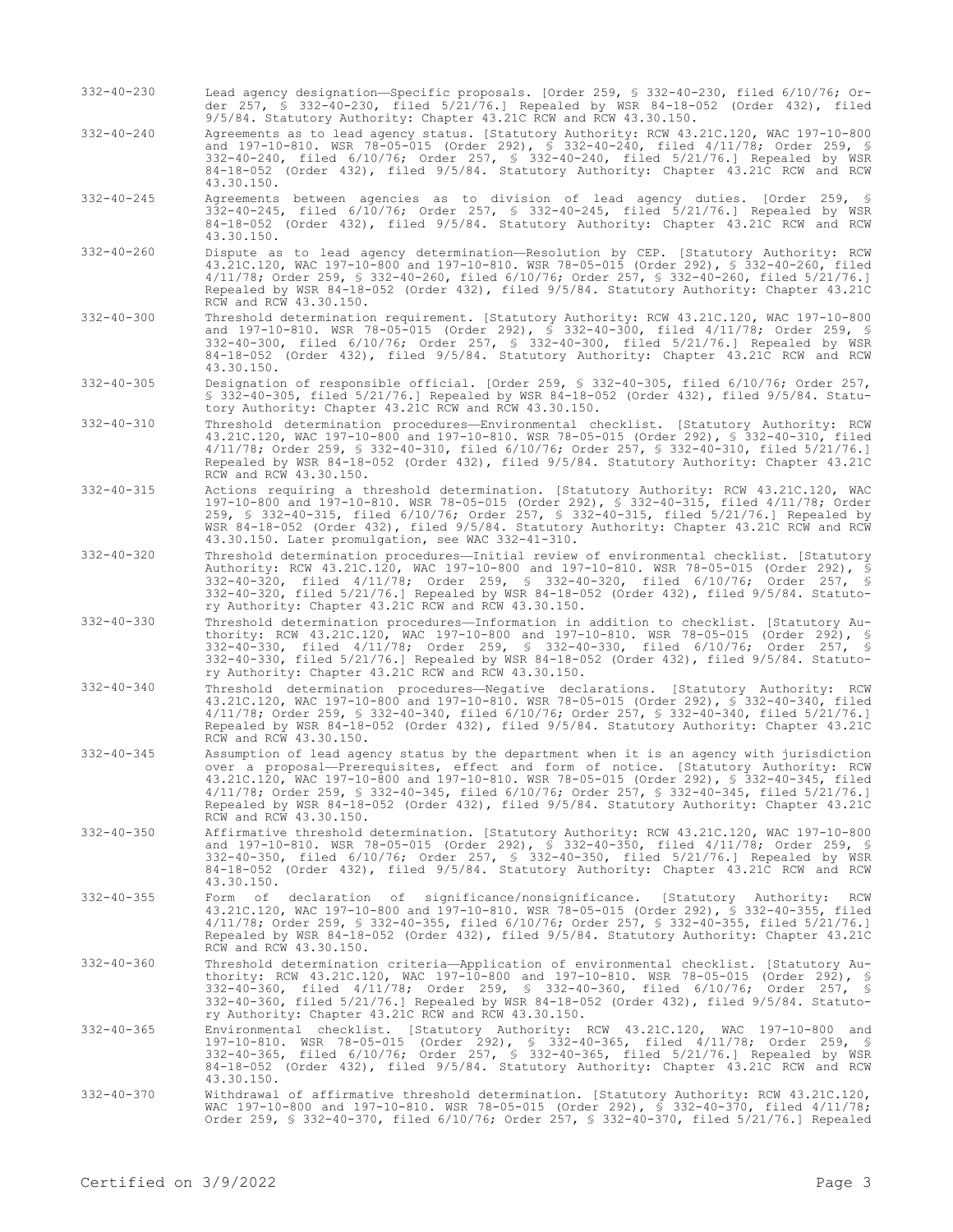332-40-230 Lead agency designation—Specific proposals. [Order 259, § 332-40-230, filed 6/10/76; Order 257, § 332-40-230, filed 5/21/76.] Repealed by WSR 84-18-052 (Order 432), filed 9/5/84. Statutory Authority: Chapter 43.21C RCW and RCW 43.30.150.

332-40-240 Agreements as to lead agency status. [Statutory Authority: RCW 43.21C.120, WAC 197-10-800 and 197-10-810. WSR 78-05-015 (Order 292), § 332-40-240, filed 4/11/78; Order 259, § 332-40-240, filed 6/10/76; Order 257, § 332-40-240, filed 5/21/76.] Repealed by WSR 84-18-052 (Order 432), filed 9/5/84. Statutory Authority: Chapter 43.21C RCW and RCW 43.30.150.

332-40-245 Agreements between agencies as to division of lead agency duties. [Order 259, § 332-40-245, filed 6/10/76; Order 257, § 332-40-245, filed 5/21/76.] Repealed by WSR 84-18-052 (Order 432), filed 9/5/84. Statutory Authority: Chapter 43.21C RCW and RCW 43.30.150.

332-40-260 Dispute as to lead agency determination—Resolution by CEP. [Statutory Authority: RCW 43.21C.120, WAC 197-10-800 and 197-10-810. WSR 78-05-015 (Order 292), § 332-40-260, filed 4/11/78; Order 259, § 332-40-260, filed 6/10/76; Order 257, § 332-40-260, filed 5/21/76.] Repealed by WSR 84-18-052 (Order 432), filed 9/5/84. Statutory Authority: Chapter 43.21C RCW and RCW 43.30.150.

332-40-300 Threshold determination requirement. [Statutory Authority: RCW 43.21C.120, WAC 197-10-800 and 197-10-810. WSR 78-05-015 (Order 292), § 332-40-300, filed 4/11/78; Order 259, § 332-40-300, filed 6/10/76; Order 257, § 332-40-300, filed 5/21/76.] Repealed by WSR 84-18-052 (Order 432), filed 9/5/84. Statutory Authority: Chapter 43.21C RCW and RCW 43.30.150.

332-40-305 Designation of responsible official. [Order 259, § 332-40-305, filed 6/10/76; Order 257, § 332-40-305, filed 5/21/76.] Repealed by WSR 84-18-052 (Order 432), filed 9/5/84. Statutory Authority: Chapter 43.21C RCW and RCW 43.30.150.

332-40-310 Threshold determination procedures—Environmental checklist. [Statutory Authority: RCW 43.21C.120, WAC 197-10-800 and 197-10-810. WSR 78-05-015 (Order 292), § 332-40-310, filed 4/11/78; Order 259, § 332-40-310, filed 6/10/76; Order 257, § 332-40-310, filed 5/21/76.] Repealed by WSR 84-18-052 (Order 432), filed 9/5/84. Statutory Authority: Chapter 43.21C RCW and RCW 43.30.150.

332-40-315 Actions requiring a threshold determination. [Statutory Authority: RCW 43.21C.120, WAC 197-10-800 and 197-10-810. WSR 78-05-015 (Order 292), § 332-40-315, filed 4/11/78; Order 259, § 332-40-315, filed 6/10/76; Order 257, § 332-40-315, filed 5/21/76.] Repealed by WSR 84-18-052 (Order 432), filed 9/5/84. Statutory Authority: Chapter 43.21C RCW and RCW 43.30.150. Later promulgation, see WAC 332-41-310.

332-40-320 Threshold determination procedures—Initial review of environmental checklist. [Statutory Authority: RCW 43.21C.120, WAC 197-10-800 and 197-10-810. WSR 78-05-015 (Order 292), § 332-40-320, filed 4/11/78; Order 259, § 332-40-320, filed 6/10/76; Order 257, § 332-40-320, filed 5/21/76.] Repealed by WSR 84-18-052 (Order 432), filed 9/5/84. Statutory Authority: Chapter 43.21C RCW and RCW 43.30.150.

332-40-330 Threshold determination procedures—Information in addition to checklist. [Statutory Authority: RCW 43.21C.120, WAC 197-10-800 and 197-10-810. WSR 78-05-015 (Order 292), § 332-40-330, filed 4/11/78; Order 259, § 332-40-330, filed 6/10/76; Order 257, § 332-40-330, filed 5/21/76.] Repealed by WSR 84-18-052 (Order 432), filed 9/5/84. Statutory Authority: Chapter 43.21C RCW and RCW 43.30.150.

332-40-340 Threshold determination procedures—Negative declarations. [Statutory Authority: RCW 43.21C.120, WAC 197-10-800 and 197-10-810. WSR 78-05-015 (Order 292), § 332-40-340, filed 4/11/78; Order 259, § 332-40-340, filed 6/10/76; Order 257, § 332-40-340, filed 5/21/76.] Repealed by WSR 84-18-052 (Order 432), filed 9/5/84. Statutory Authority: Chapter 43.21C RCW and RCW 43.30.150.

332-40-345 Assumption of lead agency status by the department when it is an agency with jurisdiction over a proposal—Prerequisites, effect and form of notice. [Statutory Authority: RCW 43.21C.120, WAC 197-10-800 and 197-10-810. WSR 78-05-015 (Order 292), § 332-40-345, filed 4/11/78; Order 259, § 332-40-345, filed 6/10/76; Order 257, § 332-40-345, filed 5/21/76.] Repealed by WSR 84-18-052 (Order 432), filed 9/5/84. Statutory Authority: Chapter 43.21C RCW and RCW 43.30.150.

332-40-350 Affirmative threshold determination. [Statutory Authority: RCW 43.21C.120, WAC 197-10-800 and 197-10-810. WSR 78-05-015 (Order 292), § 332-40-350, filed 4/11/78; Order 259, § 332-40-350, filed 6/10/76; Order 257, § 332-40-350, filed 5/21/76.] Repealed by WSR 84-18-052 (Order 432), filed 9/5/84. Statutory Authority: Chapter 43.21C RCW and RCW 43.30.150.

332-40-355 Form of declaration of significance/nonsignificance. [Statutory Authority: RCW 43.21C.120, WAC 197-10-800 and 197-10-810. WSR 78-05-015 (Order 292), § 332-40-355, filed 4/11/78; Order 259, § 332-40-355, filed 6/10/76; Order 257, § 332-40-355, filed 5/21/76.] Repealed by WSR 84-18-052 (Order 432), filed 9/5/84. Statutory Authority: Chapter 43.21C RCW and RCW 43.30.150.

332-40-360 Threshold determination criteria—Application of environmental checklist. [Statutory Authority: RCW 43.21C.120, WAC 197-10-800 and 197-10-810. WSR 78-05-015 (Order 292), § 332-40-360, filed 4/11/78; Order 259, § 332-40-360, filed 6/10/76; Order 257, § 332-40-360, filed 5/21/76.] Repealed by WSR 84-18-052 (Order 432), filed 9/5/84. Statutory Authority: Chapter 43.21C RCW and RCW 43.30.150.

332-40-365 Environmental checklist. [Statutory Authority: RCW 43.21C.120, WAC 197-10-800 and 197-10-810. WSR 78-05-015 (Order 292), § 332-40-365, filed 4/11/78; Order 259, § 332-40-365, filed 6/10/76; Order 257, § 332-40-365, filed 5/21/76.] Repealed by WSR 84-18-052 (Order 432), filed 9/5/84. Statutory Authority: Chapter 43.21C RCW and RCW 43.30.150.

332-40-370 Withdrawal of affirmative threshold determination. [Statutory Authority: RCW 43.21C.120, WAC 197-10-800 and 197-10-810. WSR 78-05-015 (Order 292), § 332-40-370, filed 4/11/78; Order 259, § 332-40-370, filed 6/10/76; Order 257, § 332-40-370, filed 5/21/76.] Repealed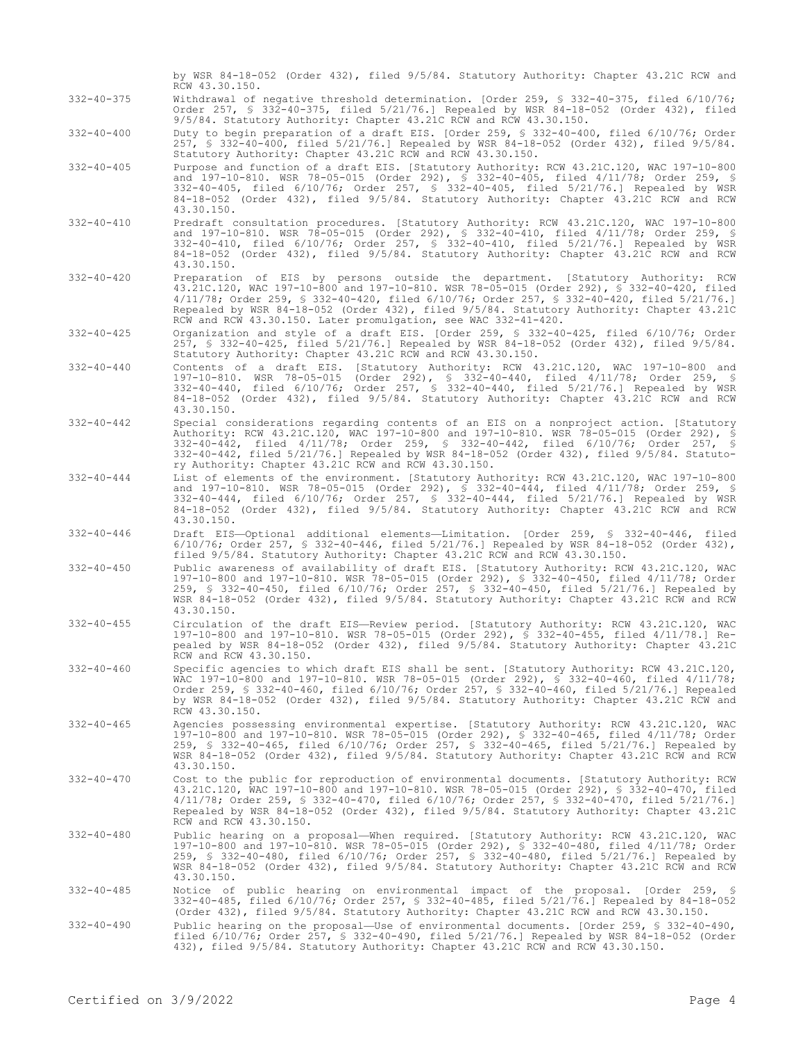by WSR 84-18-052 (Order 432), filed 9/5/84. Statutory Authority: Chapter 43.21C RCW and RCW 43.30.150.

332-40-375 Withdrawal of negative threshold determination. [Order 259, § 332-40-375, filed 6/10/76; Order 257, § 332-40-375, filed 5/21/76.] Repealed by WSR 84-18-052 (Order 432), filed 9/5/84. Statutory Authority: Chapter 43.21C RCW and RCW 43.30.150.

332-40-400 Duty to begin preparation of a draft EIS. [Order 259, § 332-40-400, filed 6/10/76; Order 257, § 332-40-400, filed 5/21/76.] Repealed by WSR 84-18-052 (Order 432), filed 9/5/84. Statutory Authority: Chapter 43.21C RCW and RCW 43.30.150.

332-40-405 Purpose and function of a draft EIS. [Statutory Authority: RCW 43.21C.120, WAC 197-10-800 and 197-10-810. WSR 78-05-015 (Order 292), § 332-40-405, filed 4/11/78; Order 259, § 332-40-405, filed 6/10/76; Order 257, § 332-40-405, filed 5/21/76.] Repealed by WSR 84-18-052 (Order 432), filed 9/5/84. Statutory Authority: Chapter 43.21C RCW and RCW 43.30.150.

332-40-410 Predraft consultation procedures. [Statutory Authority: RCW 43.21C.120, WAC 197-10-800 and 197-10-810. WSR 78-05-015 (Order 292), § 332-40-410, filed 4/11/78; Order 259, § 332-40-410, filed 6/10/76; Order 257, § 332-40-410, filed 5/21/76.] Repealed by WSR 84-18-052 (Order 432), filed 9/5/84. Statutory Authority: Chapter 43.21C RCW and RCW 43.30.150.

332-40-420 Preparation of EIS by persons outside the department. [Statutory Authority: RCW 43.21C.120, WAC 197-10-800 and 197-10-810. WSR 78-05-015 (Order 292), § 332-40-420, filed 4/11/78; Order 259, § 332-40-420, filed 6/10/76; Order 257, § 332-40-420, filed 5/21/76.] Repealed by WSR 84-18-052 (Order 432), filed 9/5/84. Statutory Authority: Chapter 43.21C RCW and RCW 43.30.150. Later promulgation, see WAC 332-41-420.

332-40-425 Organization and style of a draft EIS. [Order 259, § 332-40-425, filed 6/10/76; Order 257, § 332-40-425, filed 5/21/76.] Repealed by WSR 84-18-052 (Order 432), filed 9/5/84. Statutory Authority: Chapter 43.21C RCW and RCW 43.30.150.

332-40-440 Contents of a draft EIS. [Statutory Authority: RCW 43.21C.120, WAC 197-10-800 and 197-10-810. WSR 78-05-015 (Order 292), § 332-40-440, filed 4/11/78; Order 259, § 332-40-440, filed 6/10/76; Order 257, § 332-40-440, filed 5/21/76.] Repealed by WSR 84-18-052 (Order 432), filed 9/5/84. Statutory Authority: Chapter 43.21C RCW and RCW 43.30.150.

332-40-442 Special considerations regarding contents of an EIS on a nonproject action. [Statutory Authority: RCW 43.21C.120, WAC 197-10-800 and 197-10-810. WSR 78-05-015 (Order 292), § 332-40-442, filed 4/11/78; Order 259, § 332-40-442, filed 6/10/76; Order 257, § 332-40-442, filed 5/21/76.] Repealed by WSR 84-18-052 (Order 432), filed 9/5/84. Statutory Authority: Chapter 43.21C RCW and RCW 43.30.150.

332-40-444 List of elements of the environment. [Statutory Authority: RCW 43.21C.120, WAC 197-10-800 and 197-10-810. WSR 78-05-015 (Order 292), § 332-40-444, filed 4/11/78; Order 259, § 332-40-444, filed 6/10/76; Order 257, § 332-40-444, filed 5/21/76.] Repealed by WSR 84-18-052 (Order 432), filed 9/5/84. Statutory Authority: Chapter 43.21C RCW and RCW 43.30.150.

332-40-446 Draft EIS—Optional additional elements—Limitation. [Order 259, § 332-40-446, filed 6/10/76; Order 257, § 332-40-446, filed 5/21/76.] Repealed by WSR 84-18-052 (Order 432), filed 9/5/84. Statutory Authority: Chapter 43.21C RCW and RCW 43.30.150.

332-40-450 Public awareness of availability of draft EIS. [Statutory Authority: RCW 43.21C.120, WAC 197-10-800 and 197-10-810. WSR 78-05-015 (Order 292), § 332-40-450, filed 4/11/78; Order 259, § 332-40-450, filed 6/10/76; Order 257, § 332-40-450, filed 5/21/76.] Repealed by WSR 84-18-052 (Order 432), filed 9/5/84. Statutory Authority: Chapter 43.21C RCW and RCW 43.30.150.

332-40-455 Circulation of the draft EIS—Review period. [Statutory Authority: RCW 43.21C.120, WAC 197-10-800 and 197-10-810. WSR 78-05-015 (Order 292), § 332-40-455, filed 4/11/78.] Repealed by WSR 84-18-052 (Order 432), filed 9/5/84. Statutory Authority: Chapter 43.21C RCW and RCW 43.30.150.

332-40-460 Specific agencies to which draft EIS shall be sent. [Statutory Authority: RCW 43.21C.120, WAC 197-10-800 and 197-10-810. WSR 78-05-015 (Order 292), § 332-40-460, filed 4/11/78; Order 259, § 332-40-460, filed 6/10/76; Order 257, § 332-40-460, filed 5/21/76.] Repealed by WSR 84-18-052 (Order 432), filed 9/5/84. Statutory Authority: Chapter 43.21C RCW and RCW 43.30.150.

332-40-465 Agencies possessing environmental expertise. [Statutory Authority: RCW 43.21C.120, WAC 197-10-800 and 197-10-810. WSR 78-05-015 (Order 292), § 332-40-465, filed 4/11/78; Order 259, § 332-40-465, filed 6/10/76; Order 257, § 332-40-465, filed 5/21/76.] Repealed by WSR 84-18-052 (Order 432), filed 9/5/84. Statutory Authority: Chapter 43.21C RCW and RCW 43.30.150.

332-40-470 Cost to the public for reproduction of environmental documents. [Statutory Authority: RCW 43.21C.120, WAC 197-10-800 and 197-10-810. WSR 78-05-015 (Order 292), § 332-40-470, filed 4/11/78; Order 259, § 332-40-470, filed 6/10/76; Order 257, § 332-40-470, filed 5/21/76.] Repealed by WSR 84-18-052 (Order 432), filed 9/5/84. Statutory Authority: Chapter 43.21C RCW and RCW 43.30.150.

332-40-480 Public hearing on a proposal—When required. [Statutory Authority: RCW 43.21C.120, WAC 197-10-800 and 197-10-810. WSR 78-05-015 (Order 292), § 332-40-480, filed 4/11/78; Order 259, § 332-40-480, filed 6/10/76; Order 257, § 332-40-480, filed 5/21/76.] Repealed by WSR 84-18-052 (Order 432), filed 9/5/84. Statutory Authority: Chapter 43.21C RCW and RCW 43.30.150.

332-40-485 Notice of public hearing on environmental impact of the proposal. [Order 259, § 332-40-485, filed 6/10/76; Order 257, § 332-40-485, filed 5/21/76.] Repealed by 84-18-052 (Order 432), filed 9/5/84. Statutory Authority: Chapter 43.21C RCW and RCW 43.30.150.

332-40-490 Public hearing on the proposal—Use of environmental documents. [Order 259, § 332-40-490, filed 6/10/76; Order 257, § 332-40-490, filed 5/21/76.] Repealed by WSR 84-18-052 (Order 432), filed 9/5/84. Statutory Authority: Chapter 43.21C RCW and RCW 43.30.150.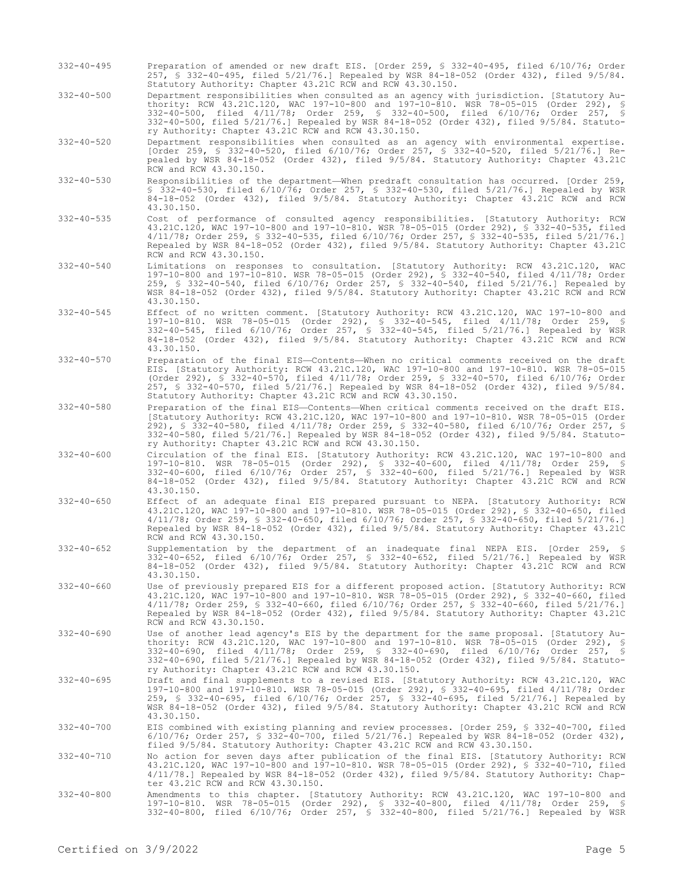332-40-495 Preparation of amended or new draft EIS. [Order 259, § 332-40-495, filed 6/10/76; Order 257, § 332-40-495, filed 5/21/76.] Repealed by WSR 84-18-052 (Order 432), filed 9/5/84. Statutory Authority: Chapter 43.21C RCW and RCW 43.30.150.

332-40-500 Department responsibilities when consulted as an agency with jurisdiction. [Statutory Authority: RCW 43.21C.120, WAC 197-10-800 and 197-10-810. WSR 78-05-015 (Order 292), § 332-40-500, filed 4/11/78; Order 259, § 332-40-500, filed 6/10/76; Order 257, § 332-40-500, filed 5/21/76.] Repealed by WSR 84-18-052 (Order 432), filed 9/5/84. Statutory Authority: Chapter 43.21C RCW and RCW 43.30.150.

332-40-520 Department responsibilities when consulted as an agency with environmental expertise. [Order 259, § 332-40-520, filed 6/10/76; Order 257, § 332-40-520, filed 5/21/76.] Repealed by WSR 84-18-052 (Order 432), filed 9/5/84. Statutory Authority: Chapter 43.21C RCW and RCW 43.30.150.

332-40-530 Responsibilities of the department—When predraft consultation has occurred. [Order 259, § 332-40-530, filed 6/10/76; Order 257, § 332-40-530, filed 5/21/76.] Repealed by WSR 84-18-052 (Order 432), filed 9/5/84. Statutory Authority: Chapter 43.21C RCW and RCW 43.30.150.

332-40-535 Cost of performance of consulted agency responsibilities. [Statutory Authority: RCW 43.21C.120, WAC 197-10-800 and 197-10-810. WSR 78-05-015 (Order 292), § 332-40-535, filed 4/11/78; Order 259, § 332-40-535, filed 6/10/76; Order 257, § 332-40-535, filed 5/21/76.] Repealed by WSR 84-18-052 (Order 432), filed 9/5/84. Statutory Authority: Chapter 43.21C RCW and RCW 43.30.150.

332-40-540 Limitations on responses to consultation. [Statutory Authority: RCW 43.21C.120, WAC 197-10-800 and 197-10-810. WSR 78-05-015 (Order 292), § 332-40-540, filed 4/11/78; Order 259, § 332-40-540, filed 6/10/76; Order 257, § 332-40-540, filed 5/21/76.] Repealed by WSR 84-18-052 (Order 432), filed 9/5/84. Statutory Authority: Chapter 43.21C RCW and RCW 43.30.150.

332-40-545 Effect of no written comment. [Statutory Authority: RCW 43.21C.120, WAC 197-10-800 and 197-10-810. WSR 78-05-015 (Order 292), § 332-40-545, filed 4/11/78; Order 259, § 332-40-545, filed 6/10/76; Order 257, § 332-40-545, filed 5/21/76.] Repealed by WSR 84-18-052 (Order 432), filed 9/5/84. Statutory Authority: Chapter 43.21C RCW and RCW 43.30.150.

332-40-570 Preparation of the final EIS—Contents—When no critical comments received on the draft EIS. [Statutory Authority: RCW 43.21C.120, WAC 197-10-800 and 197-10-810. WSR 78-05-015 (Order 292), § 332-40-570, filed 4/11/78; Order 259, § 332-40-570, filed 6/10/76; Order 257, § 332-40-570, filed 5/21/76.] Repealed by WSR 84-18-052 (Order 432), filed 9/5/84. Statutory Authority: Chapter 43.21C RCW and RCW 43.30.150.

332-40-580 Preparation of the final EIS—Contents—When critical comments received on the draft EIS. [Statutory Authority: RCW 43.21C.120, WAC 197-10-800 and 197-10-810. WSR 78-05-015 (Order 292), § 332-40-580, filed 4/11/78; Order 259, § 332-40-580, filed 6/10/76; Order 257, § 332-40-580, filed 5/21/76.] Repealed by WSR 84-18-052 (Order 432), filed 9/5/84. Statutory Authority: Chapter 43.21C RCW and RCW 43.30.150.

332-40-600 Circulation of the final EIS. [Statutory Authority: RCW 43.21C.120, WAC 197-10-800 and 197-10-810. WSR 78-05-015 (Order 292), § 332-40-600, filed 4/11/78; Order 259, § 332-40-600, filed 6/10/76; Order 257, § 332-40-600, filed 5/21/76.] Repealed by WSR 84-18-052 (Order 432), filed 9/5/84. Statutory Authority: Chapter 43.21C RCW and RCW 43.30.150.

332-40-650 Effect of an adequate final EIS prepared pursuant to NEPA. [Statutory Authority: RCW 43.21C.120, WAC 197-10-800 and 197-10-810. WSR 78-05-015 (Order 292), § 332-40-650, filed 4/11/78; Order 259, § 332-40-650, filed 6/10/76; Order 257, § 332-40-650, filed 5/21/76.] Repealed by WSR 84-18-052 (Order 432), filed 9/5/84. Statutory Authority: Chapter 43.21C RCW and RCW 43.30.150.

332-40-652 Supplementation by the department of an inadequate final NEPA EIS. [Order 259, § 332-40-652, filed 6/10/76; Order 257, § 332-40-652, filed 5/21/76.] Repealed by WSR 84-18-052 (Order 432), filed 9/5/84. Statutory Authority: Chapter 43.21C RCW and RCW 43.30.150.

332-40-660 Use of previously prepared EIS for a different proposed action. [Statutory Authority: RCW 43.21C.120, WAC 197-10-800 and 197-10-810. WSR 78-05-015 (Order 292), § 332-40-660, filed 4/11/78; Order 259, § 332-40-660, filed 6/10/76; Order 257, § 332-40-660, filed 5/21/76.] Repealed by WSR 84-18-052 (Order 432), filed 9/5/84. Statutory Authority: Chapter 43.21C RCW and RCW 43.30.150.

332-40-690 Use of another lead agency's EIS by the department for the same proposal. [Statutory Authority: RCW 43.21C.120, WAC 197-10-800 and 197-10-810. WSR 78-05-015 (Order 292), § 332-40-690, filed 4/11/78; Order 259, § 332-40-690, filed 6/10/76; Order 257, § 332-40-690, filed 5/21/76.] Repealed by WSR 84-18-052 (Order 432), filed 9/5/84. Statutory Authority: Chapter 43.21C RCW and RCW 43.30.150.

332-40-695 Draft and final supplements to a revised EIS. [Statutory Authority: RCW 43.21C.120, WAC 197-10-800 and 197-10-810. WSR 78-05-015 (Order 292), § 332-40-695, filed 4/11/78; Order 259, § 332-40-695, filed 6/10/76; Order 257, § 332-40-695, filed 5/21/76.] Repealed by WSR 84-18-052 (Order 432), filed 9/5/84. Statutory Authority: Chapter 43.21C RCW and RCW 43.30.150.

332-40-700 EIS combined with existing planning and review processes. [Order 259, § 332-40-700, filed 6/10/76; Order 257, § 332-40-700, filed 5/21/76.] Repealed by WSR 84-18-052 (Order 432), filed 9/5/84. Statutory Authority: Chapter 43.21C RCW and RCW 43.30.150.

332-40-710 No action for seven days after publication of the final EIS. [Statutory Authority: RCW 43.21C.120, WAC 197-10-800 and 197-10-810. WSR 78-05-015 (Order 292), § 332-40-710, filed 4/11/78.] Repealed by WSR 84-18-052 (Order 432), filed 9/5/84. Statutory Authority: Chapter 43.21C RCW and RCW 43.30.150.

332-40-800 Amendments to this chapter. [Statutory Authority: RCW 43.21C.120, WAC 197-10-800 and 197-10-810. WSR 78-05-015 (Order 292), § 332-40-800, filed 4/11/78; Order 259, § 332-40-800, filed 6/10/76; Order 257, § 332-40-800, filed 5/21/76.] Repealed by WSR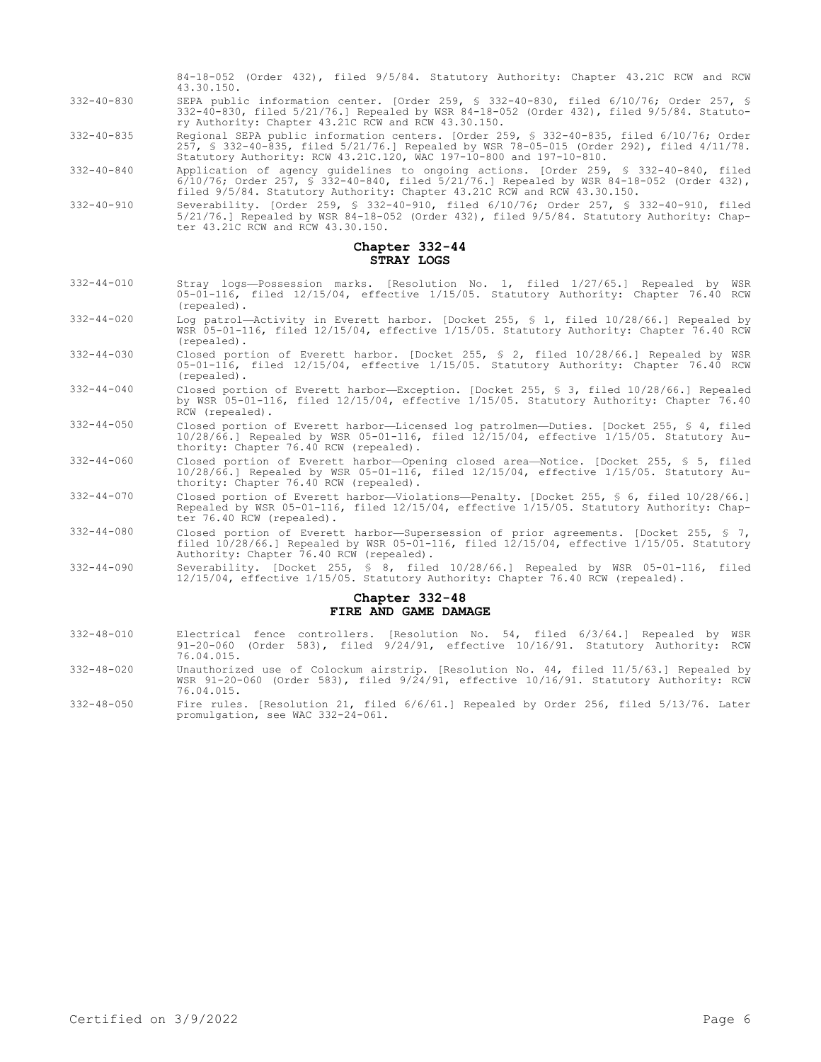84-18-052 (Order 432), filed 9/5/84. Statutory Authority: Chapter 43.21C RCW and RCW 43.30.150.

332-40-830 SEPA public information center. [Order 259, § 332-40-830, filed 6/10/76; Order 257, § 332-40-830, filed 5/21/76.] Repealed by WSR 84-18-052 (Order 432), filed 9/5/84. Statutory Authority: Chapter 43.21C RCW and RCW 43.30.150.

332-40-835 Regional SEPA public information centers. [Order 259, § 332-40-835, filed 6/10/76; Order 257, § 332-40-835, filed 5/21/76.] Repealed by WSR 78-05-015 (Order 292), filed 4/11/78. Statutory Authority: RCW 43.21C.120, WAC 197-10-800 and 197-10-810.

332-40-840 Application of agency guidelines to ongoing actions. [Order 259, § 332-40-840, filed 6/10/76; Order 257, § 332-40-840, filed 5/21/76.] Repealed by WSR 84-18-052 (Order 432), filed 9/5/84. Statutory Authority: Chapter 43.21C RCW and RCW 43.30.150.

332-40-910 Severability. [Order 259, § 332-40-910, filed 6/10/76; Order 257, § 332-40-910, filed 5/21/76.] Repealed by WSR 84-18-052 (Order 432), filed 9/5/84. Statutory Authority: Chapter 43.21C RCW and RCW 43.30.150.

## Chapter 332-44
## STRAY LOGS

332-44-010 Stray logs—Possession marks. [Resolution No. 1, filed 1/27/65.] Repealed by WSR 05-01-116, filed 12/15/04, effective 1/15/05. Statutory Authority: Chapter 76.40 RCW (repealed).

332-44-020 Log patrol—Activity in Everett harbor. [Docket 255, § 1, filed 10/28/66.] Repealed by WSR 05-01-116, filed 12/15/04, effective 1/15/05. Statutory Authority: Chapter 76.40 RCW (repealed).

332-44-030 Closed portion of Everett harbor. [Docket 255, § 2, filed 10/28/66.] Repealed by WSR 05-01-116, filed 12/15/04, effective 1/15/05. Statutory Authority: Chapter 76.40 RCW (repealed).

332-44-040 Closed portion of Everett harbor—Exception. [Docket 255, § 3, filed 10/28/66.] Repealed by WSR 05-01-116, filed 12/15/04, effective 1/15/05. Statutory Authority: Chapter 76.40 RCW (repealed).

332-44-050 Closed portion of Everett harbor—Licensed log patrolmen—Duties. [Docket 255, § 4, filed 10/28/66.] Repealed by WSR 05-01-116, filed 12/15/04, effective 1/15/05. Statutory Authority: Chapter 76.40 RCW (repealed).

332-44-060 Closed portion of Everett harbor—Opening closed area—Notice. [Docket 255, § 5, filed 10/28/66.] Repealed by WSR 05-01-116, filed 12/15/04, effective 1/15/05. Statutory Authority: Chapter 76.40 RCW (repealed).

332-44-070 Closed portion of Everett harbor—Violations—Penalty. [Docket 255, § 6, filed 10/28/66.] Repealed by WSR 05-01-116, filed 12/15/04, effective 1/15/05. Statutory Authority: Chapter 76.40 RCW (repealed).

332-44-080 Closed portion of Everett harbor—Supersession of prior agreements. [Docket 255, § 7, filed 10/28/66.] Repealed by WSR 05-01-116, filed 12/15/04, effective 1/15/05. Statutory Authority: Chapter 76.40 RCW (repealed).

332-44-090 Severability. [Docket 255, § 8, filed 10/28/66.] Repealed by WSR 05-01-116, filed 12/15/04, effective 1/15/05. Statutory Authority: Chapter 76.40 RCW (repealed).

## Chapter 332-48
## FIRE AND GAME DAMAGE

332-48-010 Electrical fence controllers. [Resolution No. 54, filed 6/3/64.] Repealed by WSR 91-20-060 (Order 583), filed 9/24/91, effective 10/16/91. Statutory Authority: RCW 76.04.015.

332-48-020 Unauthorized use of Colockum airstrip. [Resolution No. 44, filed 11/5/63.] Repealed by WSR 91-20-060 (Order 583), filed 9/24/91, effective 10/16/91. Statutory Authority: RCW 76.04.015.

332-48-050 Fire rules. [Resolution 21, filed 6/6/61.] Repealed by Order 256, filed 5/13/76. Later promulgation, see WAC 332-24-061.